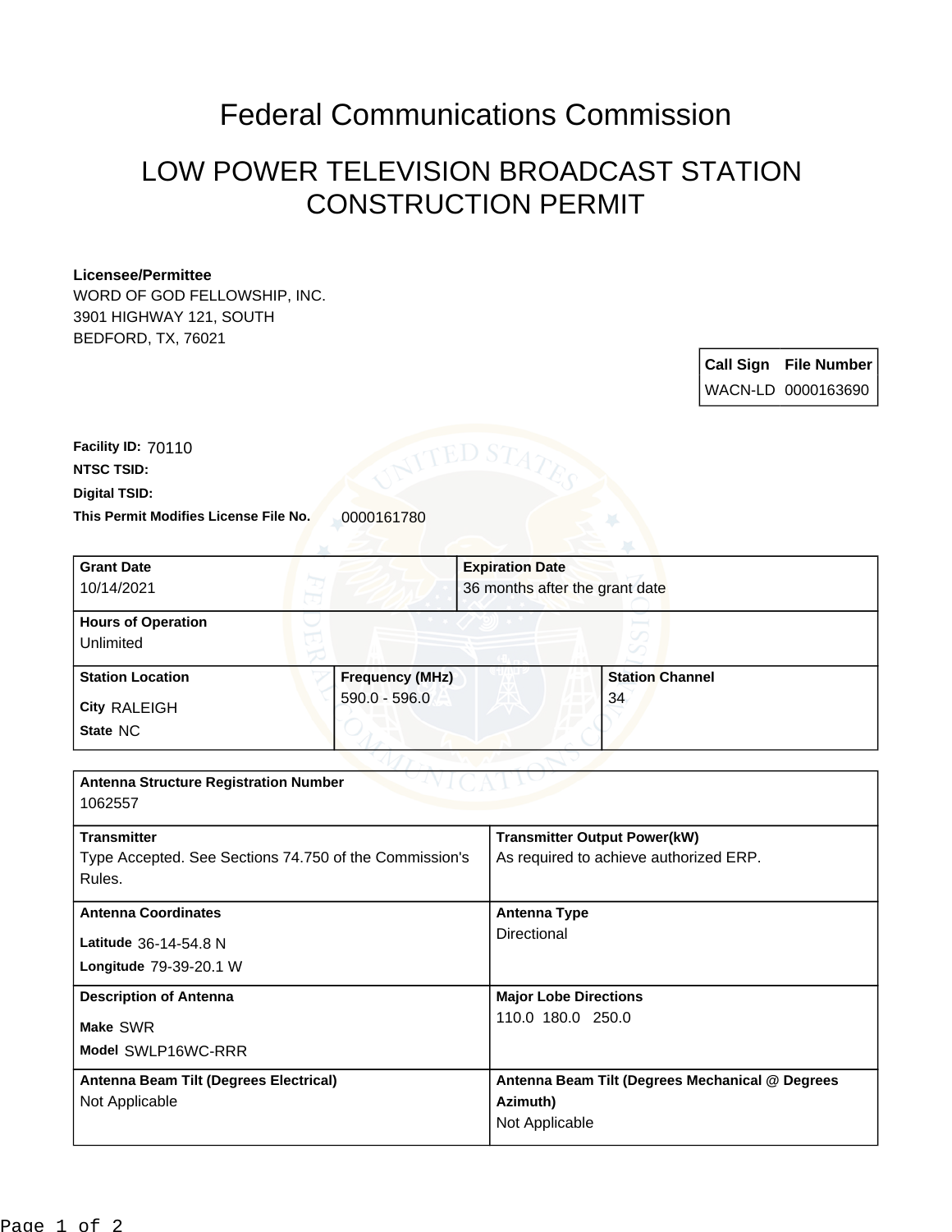# Federal Communications Commission

## LOW POWER TELEVISION BROADCAST STATION CONSTRUCTION PERMIT

**Licensee/Permittee**
WORD OF GOD FELLOWSHIP, INC.
3901 HIGHWAY 121, SOUTH
BEDFORD, TX, 76021

| Call Sign | File Number |
|---|---|
| WACN-LD | 0000163690 |

**Facility ID:** 70110
**NTSC TSID:**
**Digital TSID:**
**This Permit Modifies License File No.** 0000161780

| **Grant Date** | **Expiration Date** |
|---|---|
| 10/14/2021 | 36 months after the grant date |

**Hours of Operation**
Unlimited

| **Station Location** | **Frequency (MHz)** | **Station Channel** |
|---|---|---|
| City RALEIGH<br>State NC | 590.0 - 596.0 | 34 |

**Antenna Structure Registration Number**
1062557

| **Transmitter** | **Transmitter Output Power(kW)** |
|---|---|
| Type Accepted. See Sections 74.750 of the Commission's Rules. | As required to achieve authorized ERP. |

| **Antenna Coordinates** | **Antenna Type** |
|---|---|
| Latitude 36-14-54.8 N<br>Longitude 79-39-20.1 W | Directional |

| **Description of Antenna** | **Major Lobe Directions** |
|---|---|
| Make SWR<br>Model SWLP16WC-RRR | 110.0 180.0 250.0 |

| **Antenna Beam Tilt (Degrees Electrical)** | **Antenna Beam Tilt (Degrees Mechanical @ Degrees Azimuth)** |
|---|---|
| Not Applicable | Not Applicable |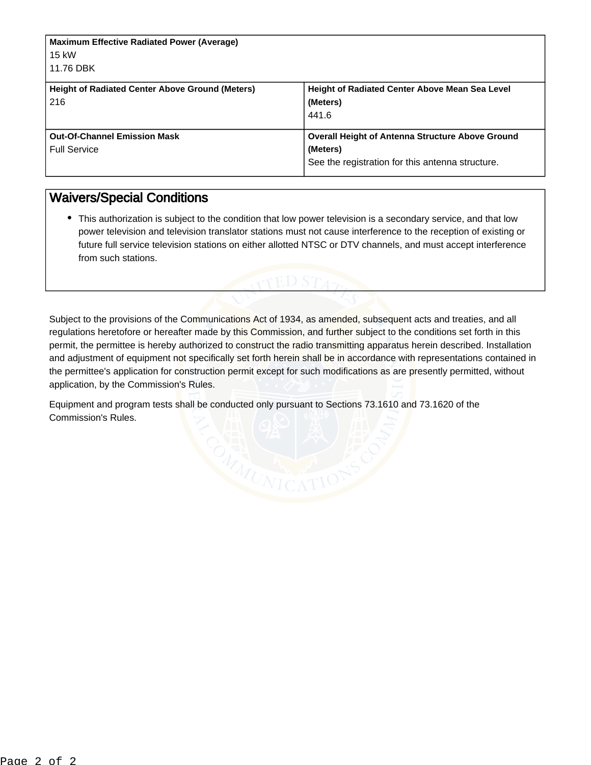| | |
|---|---|
| **Maximum Effective Radiated Power (Average)**<br>15 kW<br>11.76 DBK | |
| **Height of Radiated Center Above Ground (Meters)**<br>216 | **Height of Radiated Center Above Mean Sea Level (Meters)**<br>441.6 |
| **Out-Of-Channel Emission Mask**<br>Full Service | **Overall Height of Antenna Structure Above Ground (Meters)**<br>See the registration for this antenna structure. |

## Waivers/Special Conditions

- This authorization is subject to the condition that low power television is a secondary service, and that low power television and television translator stations must not cause interference to the reception of existing or future full service television stations on either allotted NTSC or DTV channels, and must accept interference from such stations.

Subject to the provisions of the Communications Act of 1934, as amended, subsequent acts and treaties, and all regulations heretofore or hereafter made by this Commission, and further subject to the conditions set forth in this permit, the permittee is hereby authorized to construct the radio transmitting apparatus herein described. Installation and adjustment of equipment not specifically set forth herein shall be in accordance with representations contained in the permittee's application for construction permit except for such modifications as are presently permitted, without application, by the Commission's Rules.

Equipment and program tests shall be conducted only pursuant to Sections 73.1610 and 73.1620 of the Commission's Rules.